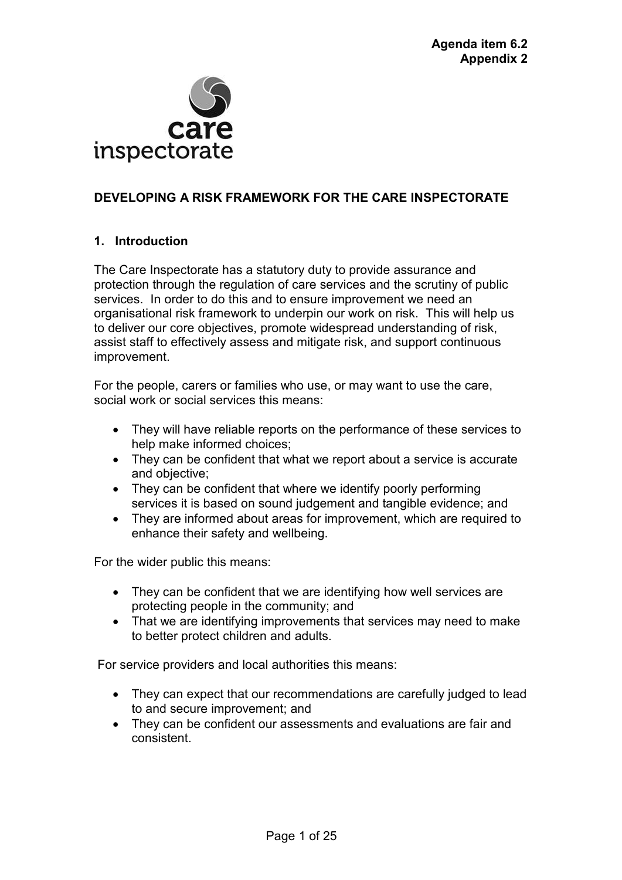**Agenda item 6.2**
**Appendix 2**

care inspectorate

# DEVELOPING A RISK FRAMEWORK FOR THE CARE INSPECTORATE

## 1. Introduction

The Care Inspectorate has a statutory duty to provide assurance and protection through the regulation of care services and the scrutiny of public services. In order to do this and to ensure improvement we need an organisational risk framework to underpin our work on risk. This will help us to deliver our core objectives, promote widespread understanding of risk, assist staff to effectively assess and mitigate risk, and support continuous improvement.

For the people, carers or families who use, or may want to use the care, social work or social services this means:

- They will have reliable reports on the performance of these services to help make informed choices;
- They can be confident that what we report about a service is accurate and objective;
- They can be confident that where we identify poorly performing services it is based on sound judgement and tangible evidence; and
- They are informed about areas for improvement, which are required to enhance their safety and wellbeing.

For the wider public this means:

- They can be confident that we are identifying how well services are protecting people in the community; and
- That we are identifying improvements that services may need to make to better protect children and adults.

For service providers and local authorities this means:

- They can expect that our recommendations are carefully judged to lead to and secure improvement; and
- They can be confident our assessments and evaluations are fair and consistent.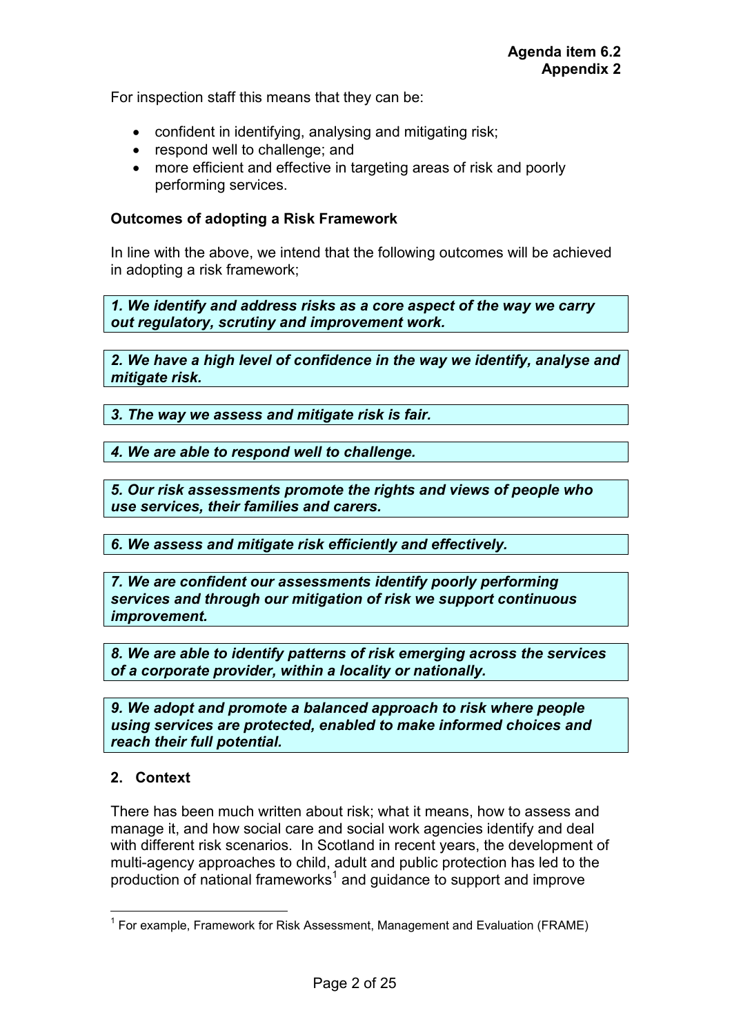For inspection staff this means that they can be:

- confident in identifying, analysing and mitigating risk;
- respond well to challenge; and
- more efficient and effective in targeting areas of risk and poorly performing services.

**Outcomes of adopting a Risk Framework**

In line with the above, we intend that the following outcomes will be achieved in adopting a risk framework;

***1. We identify and address risks as a core aspect of the way we carry out regulatory, scrutiny and improvement work.***

***2. We have a high level of confidence in the way we identify, analyse and mitigate risk.***

***3. The way we assess and mitigate risk is fair.***

***4. We are able to respond well to challenge.***

***5. Our risk assessments promote the rights and views of people who use services, their families and carers.***

***6. We assess and mitigate risk efficiently and effectively.***

***7. We are confident our assessments identify poorly performing services and through our mitigation of risk we support continuous improvement.***

***8. We are able to identify patterns of risk emerging across the services of a corporate provider, within a locality or nationally.***

***9. We adopt and promote a balanced approach to risk where people using services are protected, enabled to make informed choices and reach their full potential.***

## 2. Context

There has been much written about risk; what it means, how to assess and manage it, and how social care and social work agencies identify and deal with different risk scenarios. In Scotland in recent years, the development of multi-agency approaches to child, adult and public protection has led to the production of national frameworks[1] and guidance to support and improve

[1] For example, Framework for Risk Assessment, Management and Evaluation (FRAME)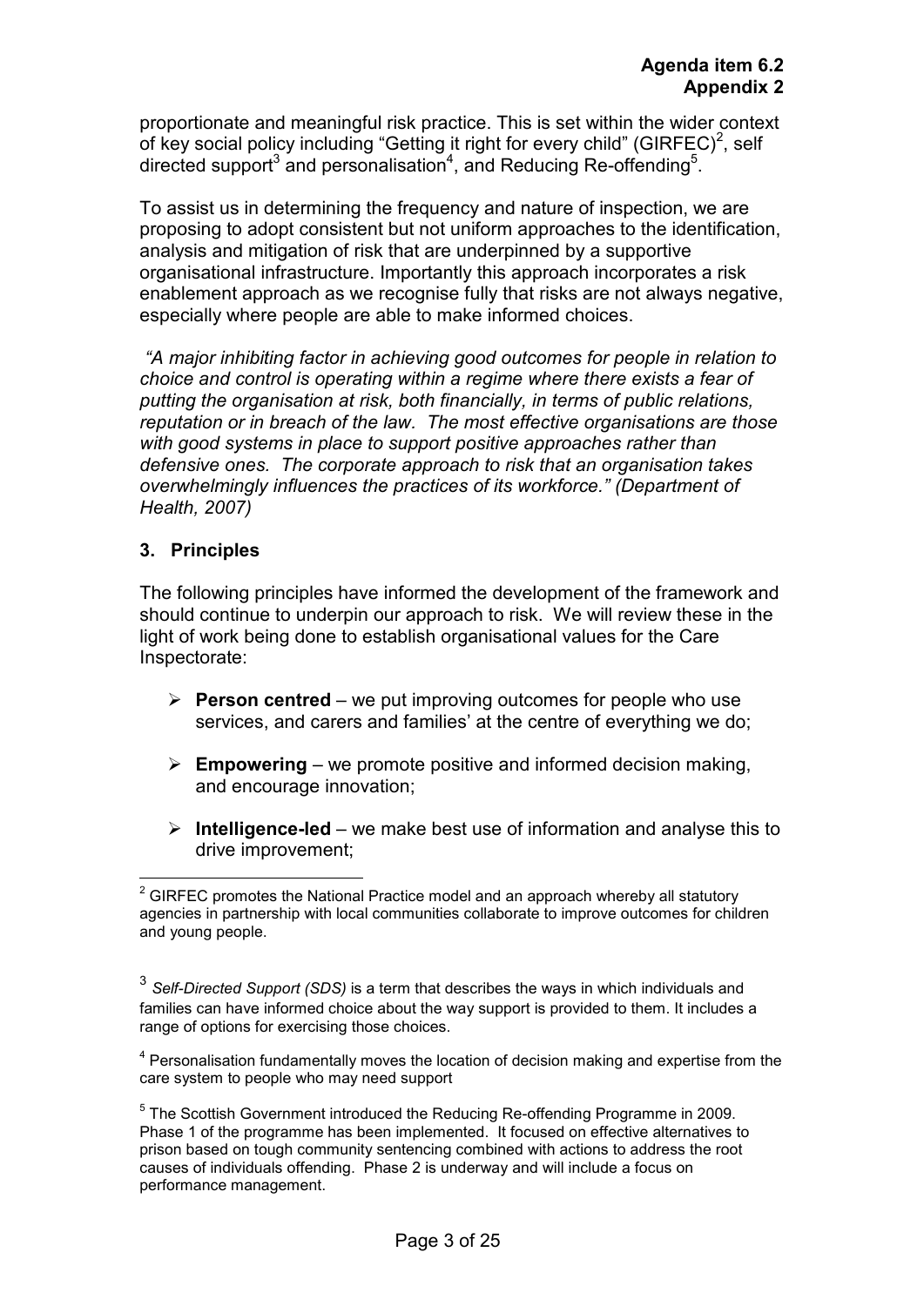proportionate and meaningful risk practice. This is set within the wider context of key social policy including "Getting it right for every child" (GIRFEC)[2], self directed support[3] and personalisation[4], and Reducing Re-offending[5].

To assist us in determining the frequency and nature of inspection, we are proposing to adopt consistent but not uniform approaches to the identification, analysis and mitigation of risk that are underpinned by a supportive organisational infrastructure. Importantly this approach incorporates a risk enablement approach as we recognise fully that risks are not always negative, especially where people are able to make informed choices.

*"A major inhibiting factor in achieving good outcomes for people in relation to choice and control is operating within a regime where there exists a fear of putting the organisation at risk, both financially, in terms of public relations, reputation or in breach of the law. The most effective organisations are those with good systems in place to support positive approaches rather than defensive ones. The corporate approach to risk that an organisation takes overwhelmingly influences the practices of its workforce." (Department of Health, 2007)*

## 3. Principles

The following principles have informed the development of the framework and should continue to underpin our approach to risk. We will review these in the light of work being done to establish organisational values for the Care Inspectorate:

- **Person centred** – we put improving outcomes for people who use services, and carers and families' at the centre of everything we do;
- **Empowering** – we promote positive and informed decision making, and encourage innovation;
- **Intelligence-led** – we make best use of information and analyse this to drive improvement;

[2] GIRFEC promotes the National Practice model and an approach whereby all statutory agencies in partnership with local communities collaborate to improve outcomes for children and young people.

[3] *Self-Directed Support (SDS)* is a term that describes the ways in which individuals and families can have informed choice about the way support is provided to them. It includes a range of options for exercising those choices.

[4] Personalisation fundamentally moves the location of decision making and expertise from the care system to people who may need support

[5] The Scottish Government introduced the Reducing Re-offending Programme in 2009. Phase 1 of the programme has been implemented. It focused on effective alternatives to prison based on tough community sentencing combined with actions to address the root causes of individuals offending. Phase 2 is underway and will include a focus on performance management.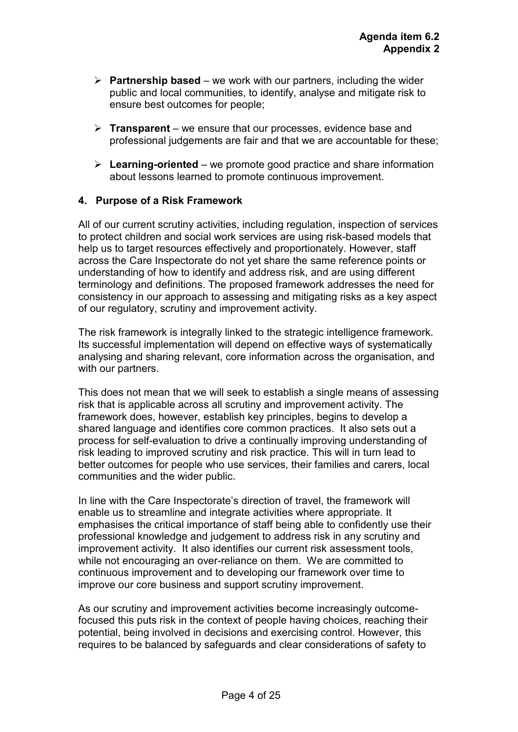- **Partnership based** – we work with our partners, including the wider public and local communities, to identify, analyse and mitigate risk to ensure best outcomes for people;

- **Transparent** – we ensure that our processes, evidence base and professional judgements are fair and that we are accountable for these;

- **Learning-oriented** – we promote good practice and share information about lessons learned to promote continuous improvement.

## 4. Purpose of a Risk Framework

All of our current scrutiny activities, including regulation, inspection of services to protect children and social work services are using risk-based models that help us to target resources effectively and proportionately. However, staff across the Care Inspectorate do not yet share the same reference points or understanding of how to identify and address risk, and are using different terminology and definitions. The proposed framework addresses the need for consistency in our approach to assessing and mitigating risks as a key aspect of our regulatory, scrutiny and improvement activity.

The risk framework is integrally linked to the strategic intelligence framework. Its successful implementation will depend on effective ways of systematically analysing and sharing relevant, core information across the organisation, and with our partners.

This does not mean that we will seek to establish a single means of assessing risk that is applicable across all scrutiny and improvement activity. The framework does, however, establish key principles, begins to develop a shared language and identifies core common practices. It also sets out a process for self-evaluation to drive a continually improving understanding of risk leading to improved scrutiny and risk practice. This will in turn lead to better outcomes for people who use services, their families and carers, local communities and the wider public.

In line with the Care Inspectorate's direction of travel, the framework will enable us to streamline and integrate activities where appropriate. It emphasises the critical importance of staff being able to confidently use their professional knowledge and judgement to address risk in any scrutiny and improvement activity. It also identifies our current risk assessment tools, while not encouraging an over-reliance on them. We are committed to continuous improvement and to developing our framework over time to improve our core business and support scrutiny improvement.

As our scrutiny and improvement activities become increasingly outcome-focused this puts risk in the context of people having choices, reaching their potential, being involved in decisions and exercising control. However, this requires to be balanced by safeguards and clear considerations of safety to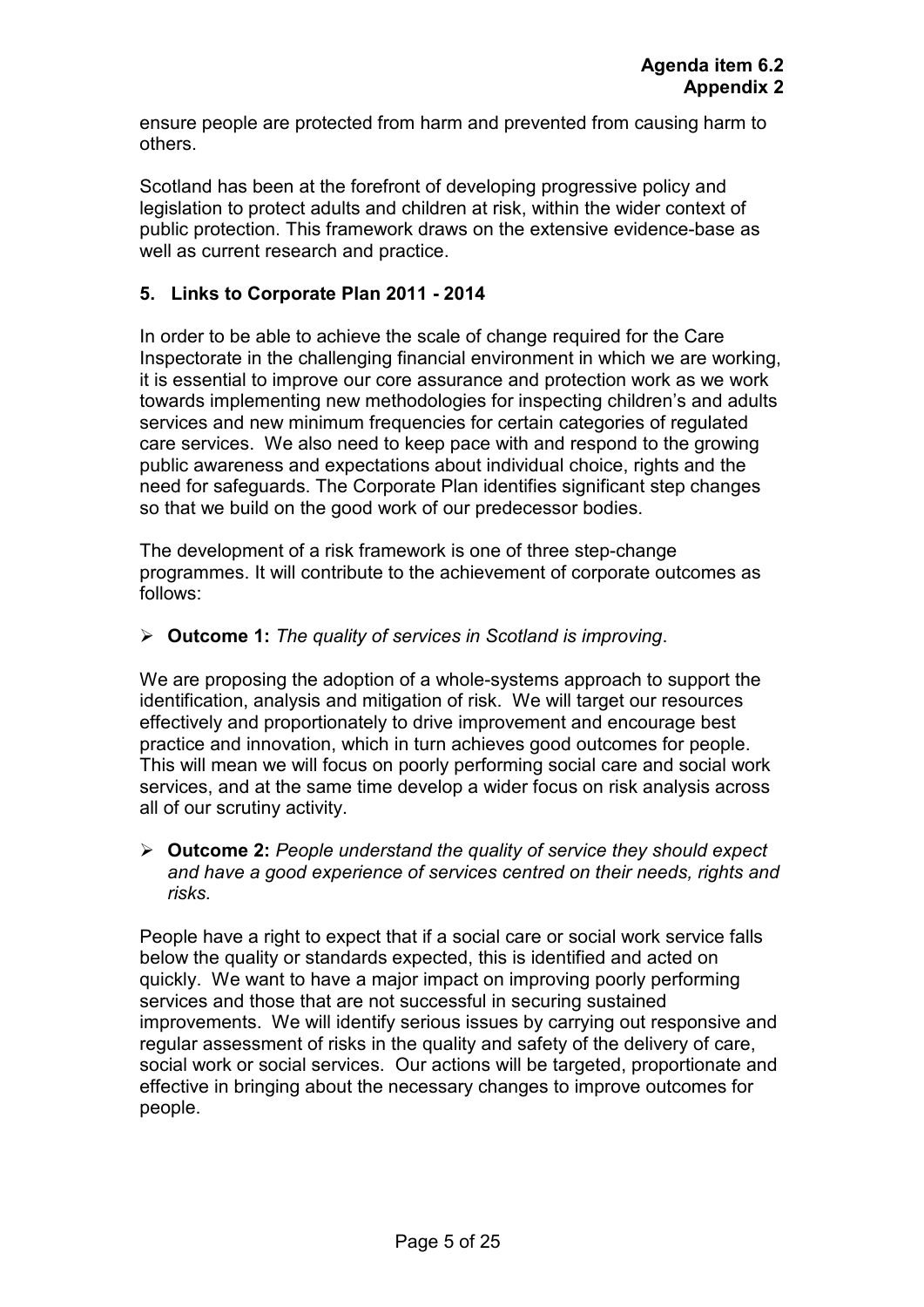ensure people are protected from harm and prevented from causing harm to others.

Scotland has been at the forefront of developing progressive policy and legislation to protect adults and children at risk, within the wider context of public protection. This framework draws on the extensive evidence-base as well as current research and practice.

## 5. Links to Corporate Plan 2011 - 2014

In order to be able to achieve the scale of change required for the Care Inspectorate in the challenging financial environment in which we are working, it is essential to improve our core assurance and protection work as we work towards implementing new methodologies for inspecting children's and adults services and new minimum frequencies for certain categories of regulated care services. We also need to keep pace with and respond to the growing public awareness and expectations about individual choice, rights and the need for safeguards. The Corporate Plan identifies significant step changes so that we build on the good work of our predecessor bodies.

The development of a risk framework is one of three step-change programmes. It will contribute to the achievement of corporate outcomes as follows:

- **Outcome 1:** *The quality of services in Scotland is improving*.

We are proposing the adoption of a whole-systems approach to support the identification, analysis and mitigation of risk. We will target our resources effectively and proportionately to drive improvement and encourage best practice and innovation, which in turn achieves good outcomes for people. This will mean we will focus on poorly performing social care and social work services, and at the same time develop a wider focus on risk analysis across all of our scrutiny activity.

- **Outcome 2:** *People understand the quality of service they should expect and have a good experience of services centred on their needs, rights and risks.*

People have a right to expect that if a social care or social work service falls below the quality or standards expected, this is identified and acted on quickly. We want to have a major impact on improving poorly performing services and those that are not successful in securing sustained improvements. We will identify serious issues by carrying out responsive and regular assessment of risks in the quality and safety of the delivery of care, social work or social services. Our actions will be targeted, proportionate and effective in bringing about the necessary changes to improve outcomes for people.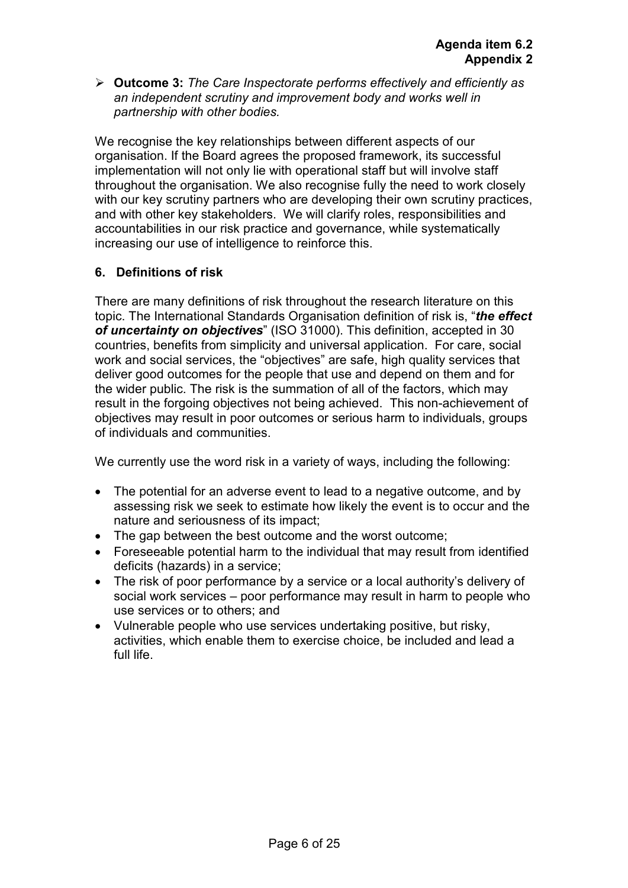- **Outcome 3:** *The Care Inspectorate performs effectively and efficiently as an independent scrutiny and improvement body and works well in partnership with other bodies.*

We recognise the key relationships between different aspects of our organisation. If the Board agrees the proposed framework, its successful implementation will not only lie with operational staff but will involve staff throughout the organisation. We also recognise fully the need to work closely with our key scrutiny partners who are developing their own scrutiny practices, and with other key stakeholders. We will clarify roles, responsibilities and accountabilities in our risk practice and governance, while systematically increasing our use of intelligence to reinforce this.

## 6. Definitions of risk

There are many definitions of risk throughout the research literature on this topic. The International Standards Organisation definition of risk is, "***the effect of uncertainty on objectives***" (ISO 31000). This definition, accepted in 30 countries, benefits from simplicity and universal application. For care, social work and social services, the "objectives" are safe, high quality services that deliver good outcomes for the people that use and depend on them and for the wider public. The risk is the summation of all of the factors, which may result in the forgoing objectives not being achieved. This non-achievement of objectives may result in poor outcomes or serious harm to individuals, groups of individuals and communities.

We currently use the word risk in a variety of ways, including the following:

- The potential for an adverse event to lead to a negative outcome, and by assessing risk we seek to estimate how likely the event is to occur and the nature and seriousness of its impact;
- The gap between the best outcome and the worst outcome;
- Foreseeable potential harm to the individual that may result from identified deficits (hazards) in a service;
- The risk of poor performance by a service or a local authority's delivery of social work services – poor performance may result in harm to people who use services or to others; and
- Vulnerable people who use services undertaking positive, but risky, activities, which enable them to exercise choice, be included and lead a full life.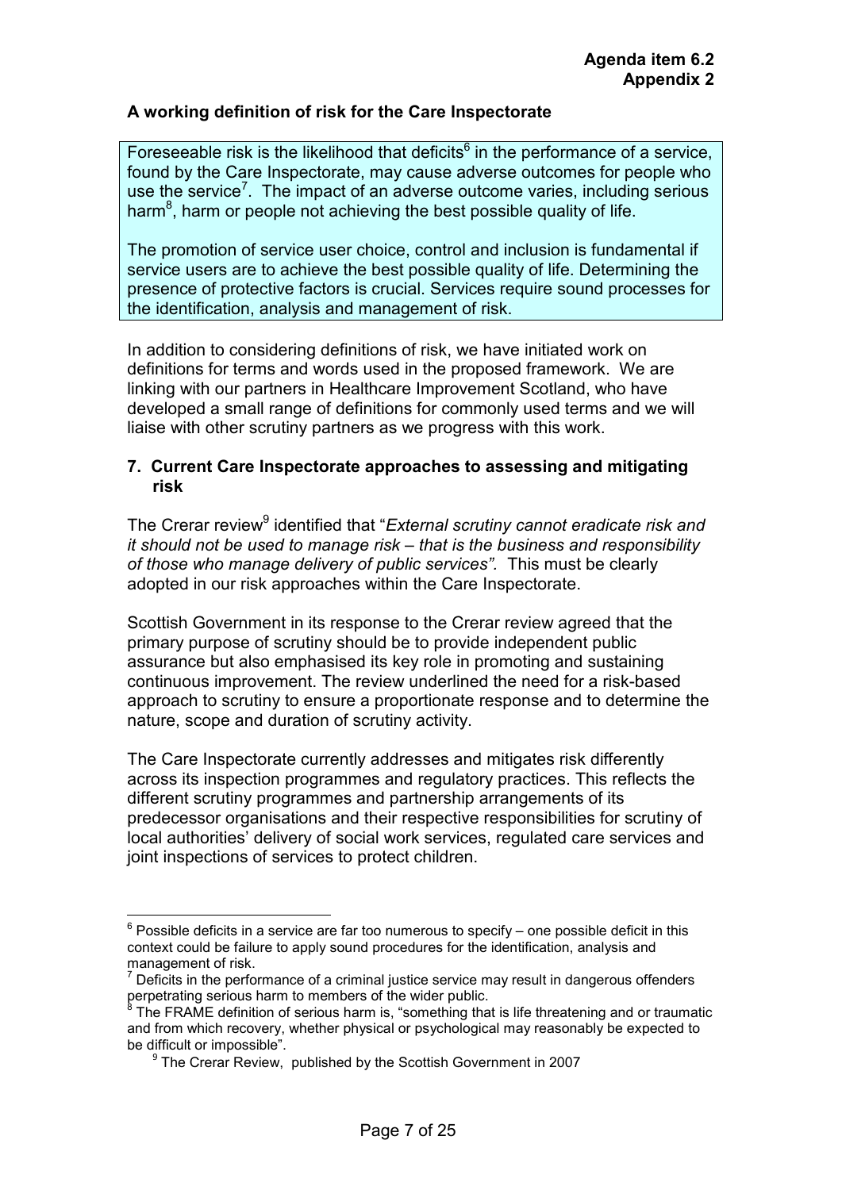**Agenda item 6.2**
**Appendix 2**

**A working definition of risk for the Care Inspectorate**

Foreseeable risk is the likelihood that deficits[6] in the performance of a service, found by the Care Inspectorate, may cause adverse outcomes for people who use the service[7]. The impact of an adverse outcome varies, including serious harm[8], harm or people not achieving the best possible quality of life.

The promotion of service user choice, control and inclusion is fundamental if service users are to achieve the best possible quality of life. Determining the presence of protective factors is crucial. Services require sound processes for the identification, analysis and management of risk.

In addition to considering definitions of risk, we have initiated work on definitions for terms and words used in the proposed framework. We are linking with our partners in Healthcare Improvement Scotland, who have developed a small range of definitions for commonly used terms and we will liaise with other scrutiny partners as we progress with this work.

## 7. Current Care Inspectorate approaches to assessing and mitigating risk

The Crerar review[9] identified that "*External scrutiny cannot eradicate risk and it should not be used to manage risk – that is the business and responsibility of those who manage delivery of public services".* This must be clearly adopted in our risk approaches within the Care Inspectorate.

Scottish Government in its response to the Crerar review agreed that the primary purpose of scrutiny should be to provide independent public assurance but also emphasised its key role in promoting and sustaining continuous improvement. The review underlined the need for a risk-based approach to scrutiny to ensure a proportionate response and to determine the nature, scope and duration of scrutiny activity.

The Care Inspectorate currently addresses and mitigates risk differently across its inspection programmes and regulatory practices. This reflects the different scrutiny programmes and partnership arrangements of its predecessor organisations and their respective responsibilities for scrutiny of local authorities' delivery of social work services, regulated care services and joint inspections of services to protect children.

---

[6] Possible deficits in a service are far too numerous to specify – one possible deficit in this context could be failure to apply sound procedures for the identification, analysis and management of risk.

[7] Deficits in the performance of a criminal justice service may result in dangerous offenders perpetrating serious harm to members of the wider public.

[8] The FRAME definition of serious harm is, "something that is life threatening and or traumatic and from which recovery, whether physical or psychological may reasonably be expected to be difficult or impossible".

[9] The Crerar Review, published by the Scottish Government in 2007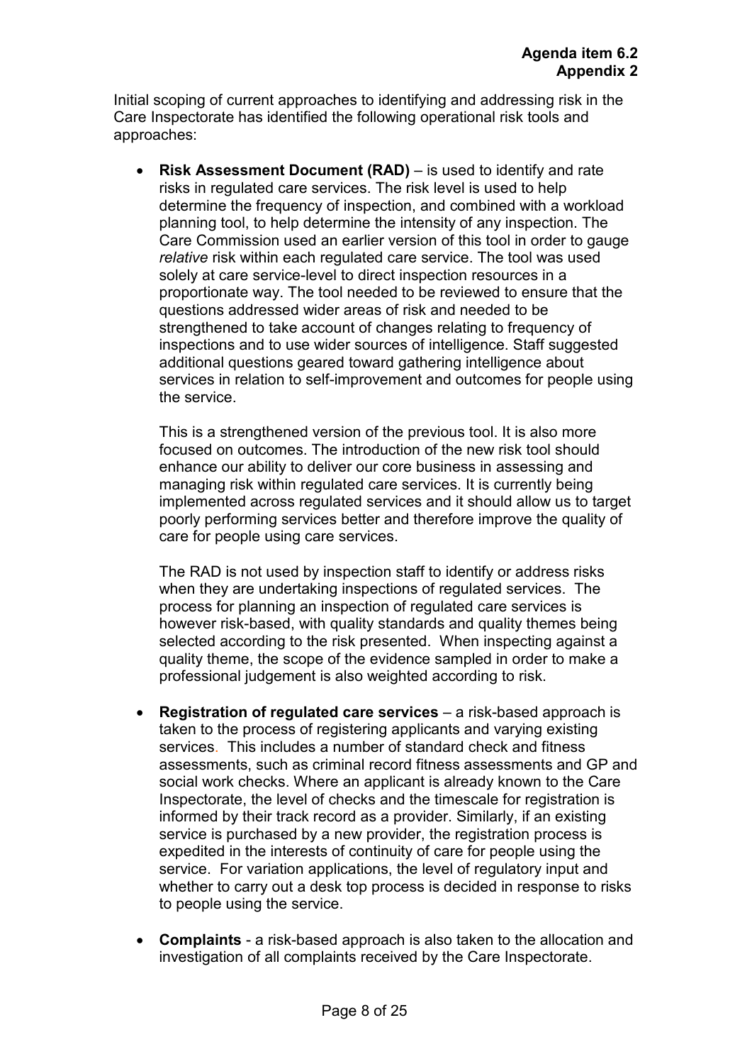**Agenda item 6.2**
**Appendix 2**

Initial scoping of current approaches to identifying and addressing risk in the Care Inspectorate has identified the following operational risk tools and approaches:

- **Risk Assessment Document (RAD)** – is used to identify and rate risks in regulated care services. The risk level is used to help determine the frequency of inspection, and combined with a workload planning tool, to help determine the intensity of any inspection. The Care Commission used an earlier version of this tool in order to gauge *relative* risk within each regulated care service. The tool was used solely at care service-level to direct inspection resources in a proportionate way. The tool needed to be reviewed to ensure that the questions addressed wider areas of risk and needed to be strengthened to take account of changes relating to frequency of inspections and to use wider sources of intelligence. Staff suggested additional questions geared toward gathering intelligence about services in relation to self-improvement and outcomes for people using the service.

  This is a strengthened version of the previous tool. It is also more focused on outcomes. The introduction of the new risk tool should enhance our ability to deliver our core business in assessing and managing risk within regulated care services. It is currently being implemented across regulated services and it should allow us to target poorly performing services better and therefore improve the quality of care for people using care services.

  The RAD is not used by inspection staff to identify or address risks when they are undertaking inspections of regulated services. The process for planning an inspection of regulated care services is however risk-based, with quality standards and quality themes being selected according to the risk presented. When inspecting against a quality theme, the scope of the evidence sampled in order to make a professional judgement is also weighted according to risk.

- **Registration of regulated care services** – a risk-based approach is taken to the process of registering applicants and varying existing services. This includes a number of standard check and fitness assessments, such as criminal record fitness assessments and GP and social work checks. Where an applicant is already known to the Care Inspectorate, the level of checks and the timescale for registration is informed by their track record as a provider. Similarly, if an existing service is purchased by a new provider, the registration process is expedited in the interests of continuity of care for people using the service. For variation applications, the level of regulatory input and whether to carry out a desk top process is decided in response to risks to people using the service.

- **Complaints** - a risk-based approach is also taken to the allocation and investigation of all complaints received by the Care Inspectorate.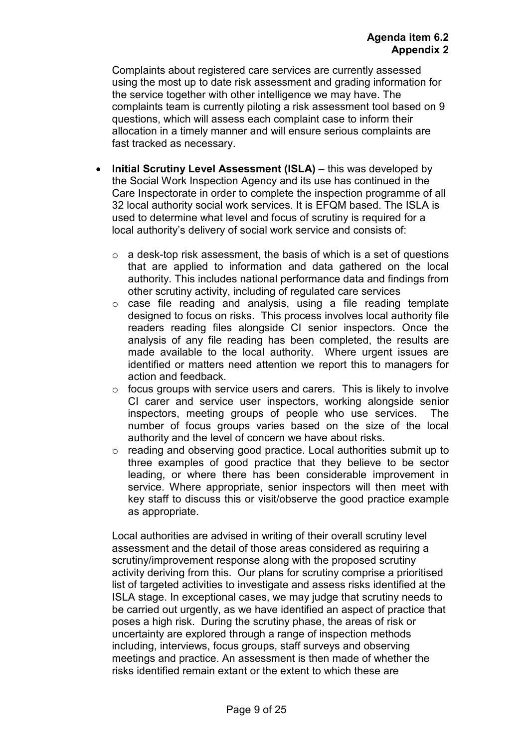Complaints about registered care services are currently assessed using the most up to date risk assessment and grading information for the service together with other intelligence we may have. The complaints team is currently piloting a risk assessment tool based on 9 questions, which will assess each complaint case to inform their allocation in a timely manner and will ensure serious complaints are fast tracked as necessary.

- **Initial Scrutiny Level Assessment (ISLA)** – this was developed by the Social Work Inspection Agency and its use has continued in the Care Inspectorate in order to complete the inspection programme of all 32 local authority social work services. It is EFQM based. The ISLA is used to determine what level and focus of scrutiny is required for a local authority's delivery of social work service and consists of:
  - a desk-top risk assessment, the basis of which is a set of questions that are applied to information and data gathered on the local authority. This includes national performance data and findings from other scrutiny activity, including of regulated care services
  - case file reading and analysis, using a file reading template designed to focus on risks. This process involves local authority file readers reading files alongside CI senior inspectors. Once the analysis of any file reading has been completed, the results are made available to the local authority. Where urgent issues are identified or matters need attention we report this to managers for action and feedback.
  - focus groups with service users and carers. This is likely to involve CI carer and service user inspectors, working alongside senior inspectors, meeting groups of people who use services. The number of focus groups varies based on the size of the local authority and the level of concern we have about risks.
  - reading and observing good practice. Local authorities submit up to three examples of good practice that they believe to be sector leading, or where there has been considerable improvement in service. Where appropriate, senior inspectors will then meet with key staff to discuss this or visit/observe the good practice example as appropriate.

Local authorities are advised in writing of their overall scrutiny level assessment and the detail of those areas considered as requiring a scrutiny/improvement response along with the proposed scrutiny activity deriving from this. Our plans for scrutiny comprise a prioritised list of targeted activities to investigate and assess risks identified at the ISLA stage. In exceptional cases, we may judge that scrutiny needs to be carried out urgently, as we have identified an aspect of practice that poses a high risk. During the scrutiny phase, the areas of risk or uncertainty are explored through a range of inspection methods including, interviews, focus groups, staff surveys and observing meetings and practice. An assessment is then made of whether the risks identified remain extant or the extent to which these are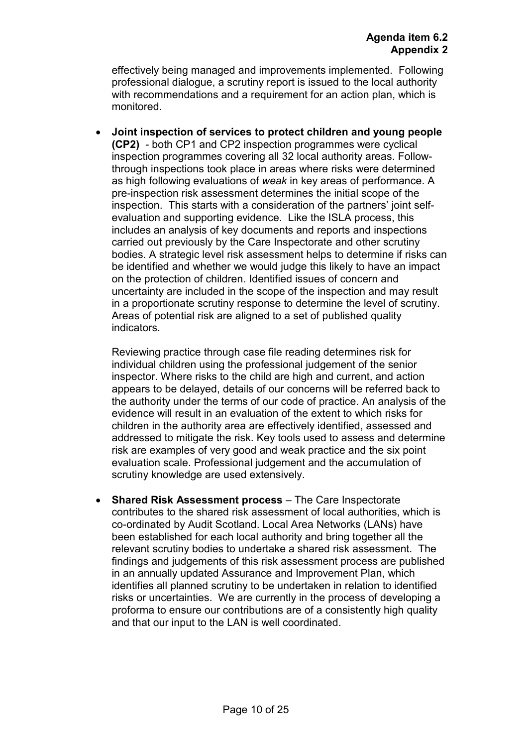effectively being managed and improvements implemented. Following professional dialogue, a scrutiny report is issued to the local authority with recommendations and a requirement for an action plan, which is monitored.

- **Joint inspection of services to protect children and young people (CP2)** - both CP1 and CP2 inspection programmes were cyclical inspection programmes covering all 32 local authority areas. Follow-through inspections took place in areas where risks were determined as high following evaluations of *weak* in key areas of performance. A pre-inspection risk assessment determines the initial scope of the inspection. This starts with a consideration of the partners' joint self-evaluation and supporting evidence. Like the ISLA process, this includes an analysis of key documents and reports and inspections carried out previously by the Care Inspectorate and other scrutiny bodies. A strategic level risk assessment helps to determine if risks can be identified and whether we would judge this likely to have an impact on the protection of children. Identified issues of concern and uncertainty are included in the scope of the inspection and may result in a proportionate scrutiny response to determine the level of scrutiny. Areas of potential risk are aligned to a set of published quality indicators.

  Reviewing practice through case file reading determines risk for individual children using the professional judgement of the senior inspector. Where risks to the child are high and current, and action appears to be delayed, details of our concerns will be referred back to the authority under the terms of our code of practice. An analysis of the evidence will result in an evaluation of the extent to which risks for children in the authority area are effectively identified, assessed and addressed to mitigate the risk. Key tools used to assess and determine risk are examples of very good and weak practice and the six point evaluation scale. Professional judgement and the accumulation of scrutiny knowledge are used extensively.

- **Shared Risk Assessment process** – The Care Inspectorate contributes to the shared risk assessment of local authorities, which is co-ordinated by Audit Scotland. Local Area Networks (LANs) have been established for each local authority and bring together all the relevant scrutiny bodies to undertake a shared risk assessment. The findings and judgements of this risk assessment process are published in an annually updated Assurance and Improvement Plan, which identifies all planned scrutiny to be undertaken in relation to identified risks or uncertainties. We are currently in the process of developing a proforma to ensure our contributions are of a consistently high quality and that our input to the LAN is well coordinated.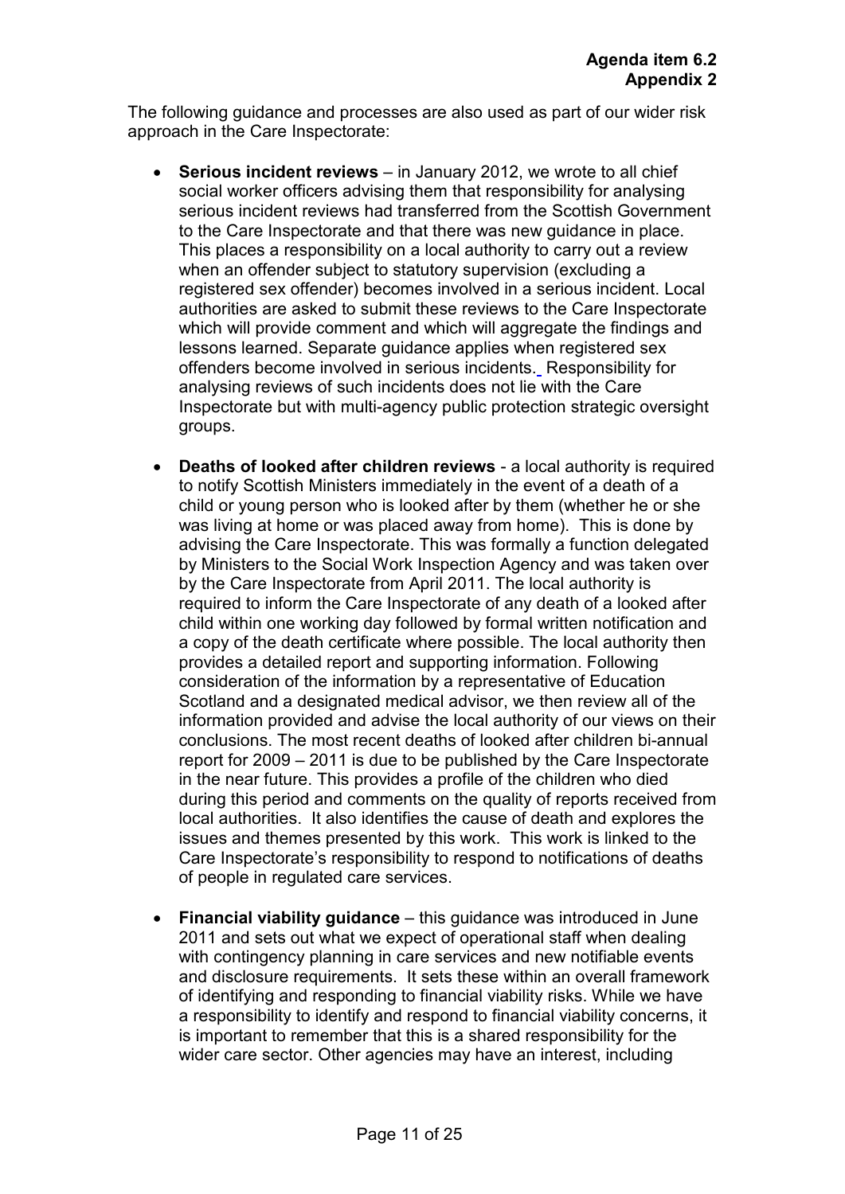**Agenda item 6.2**
**Appendix 2**

The following guidance and processes are also used as part of our wider risk approach in the Care Inspectorate:

- **Serious incident reviews** – in January 2012, we wrote to all chief social worker officers advising them that responsibility for analysing serious incident reviews had transferred from the Scottish Government to the Care Inspectorate and that there was new guidance in place. This places a responsibility on a local authority to carry out a review when an offender subject to statutory supervision (excluding a registered sex offender) becomes involved in a serious incident. Local authorities are asked to submit these reviews to the Care Inspectorate which will provide comment and which will aggregate the findings and lessons learned. Separate guidance applies when registered sex offenders become involved in serious incidents. Responsibility for analysing reviews of such incidents does not lie with the Care Inspectorate but with multi-agency public protection strategic oversight groups.

- **Deaths of looked after children reviews** - a local authority is required to notify Scottish Ministers immediately in the event of a death of a child or young person who is looked after by them (whether he or she was living at home or was placed away from home). This is done by advising the Care Inspectorate. This was formally a function delegated by Ministers to the Social Work Inspection Agency and was taken over by the Care Inspectorate from April 2011. The local authority is required to inform the Care Inspectorate of any death of a looked after child within one working day followed by formal written notification and a copy of the death certificate where possible. The local authority then provides a detailed report and supporting information. Following consideration of the information by a representative of Education Scotland and a designated medical advisor, we then review all of the information provided and advise the local authority of our views on their conclusions. The most recent deaths of looked after children bi-annual report for 2009 – 2011 is due to be published by the Care Inspectorate in the near future. This provides a profile of the children who died during this period and comments on the quality of reports received from local authorities. It also identifies the cause of death and explores the issues and themes presented by this work. This work is linked to the Care Inspectorate's responsibility to respond to notifications of deaths of people in regulated care services.

- **Financial viability guidance** – this guidance was introduced in June 2011 and sets out what we expect of operational staff when dealing with contingency planning in care services and new notifiable events and disclosure requirements. It sets these within an overall framework of identifying and responding to financial viability risks. While we have a responsibility to identify and respond to financial viability concerns, it is important to remember that this is a shared responsibility for the wider care sector. Other agencies may have an interest, including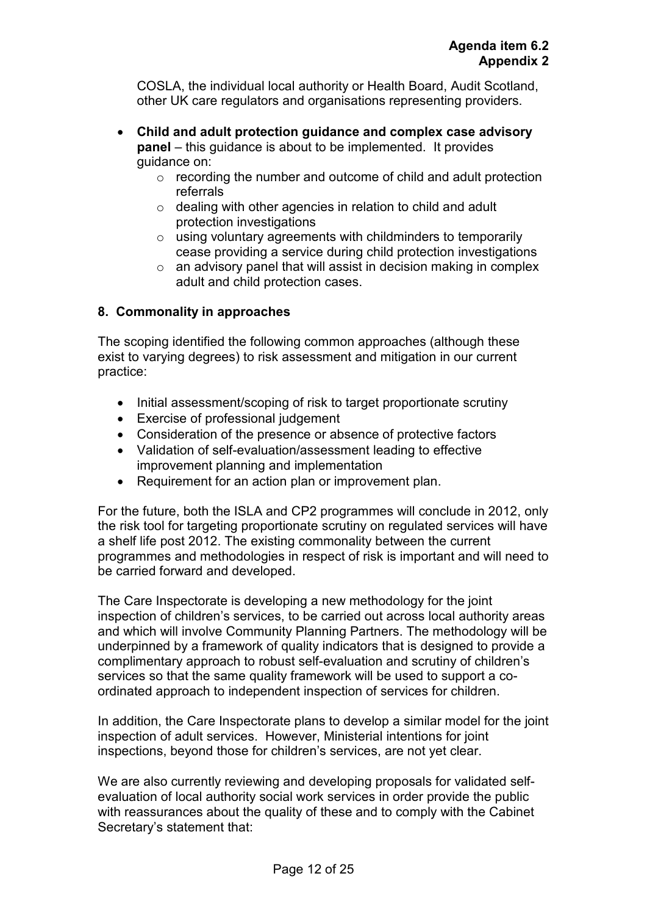COSLA, the individual local authority or Health Board, Audit Scotland, other UK care regulators and organisations representing providers.

- **Child and adult protection guidance and complex case advisory panel** – this guidance is about to be implemented. It provides guidance on:
  - recording the number and outcome of child and adult protection referrals
  - dealing with other agencies in relation to child and adult protection investigations
  - using voluntary agreements with childminders to temporarily cease providing a service during child protection investigations
  - an advisory panel that will assist in decision making in complex adult and child protection cases.

## 8. Commonality in approaches

The scoping identified the following common approaches (although these exist to varying degrees) to risk assessment and mitigation in our current practice:

- Initial assessment/scoping of risk to target proportionate scrutiny
- Exercise of professional judgement
- Consideration of the presence or absence of protective factors
- Validation of self-evaluation/assessment leading to effective improvement planning and implementation
- Requirement for an action plan or improvement plan.

For the future, both the ISLA and CP2 programmes will conclude in 2012, only the risk tool for targeting proportionate scrutiny on regulated services will have a shelf life post 2012. The existing commonality between the current programmes and methodologies in respect of risk is important and will need to be carried forward and developed.

The Care Inspectorate is developing a new methodology for the joint inspection of children's services, to be carried out across local authority areas and which will involve Community Planning Partners. The methodology will be underpinned by a framework of quality indicators that is designed to provide a complimentary approach to robust self-evaluation and scrutiny of children's services so that the same quality framework will be used to support a co-ordinated approach to independent inspection of services for children.

In addition, the Care Inspectorate plans to develop a similar model for the joint inspection of adult services. However, Ministerial intentions for joint inspections, beyond those for children's services, are not yet clear.

We are also currently reviewing and developing proposals for validated self-evaluation of local authority social work services in order provide the public with reassurances about the quality of these and to comply with the Cabinet Secretary's statement that: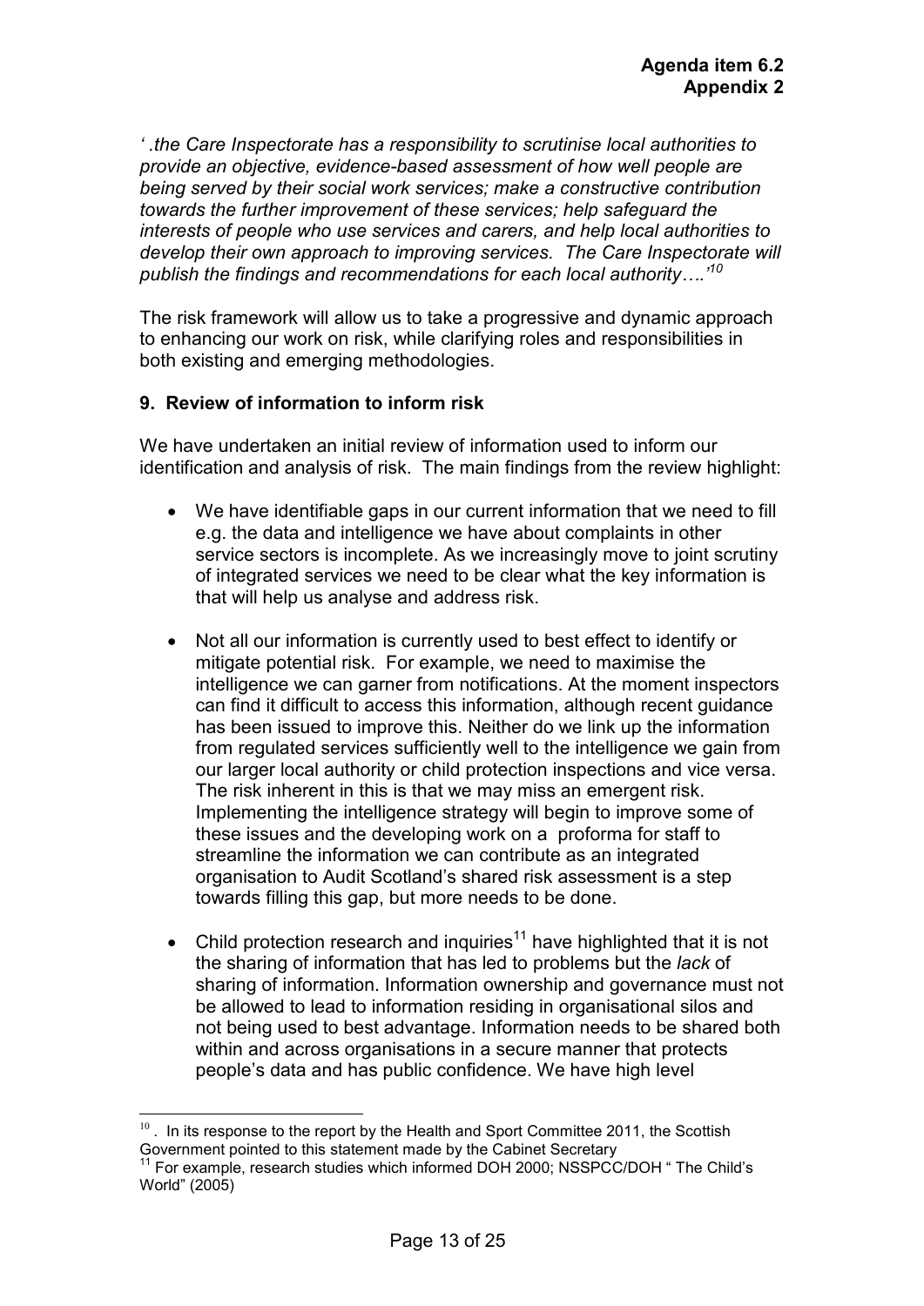*'.the Care Inspectorate has a responsibility to scrutinise local authorities to provide an objective, evidence-based assessment of how well people are being served by their social work services; make a constructive contribution towards the further improvement of these services; help safeguard the interests of people who use services and carers, and help local authorities to develop their own approach to improving services. The Care Inspectorate will publish the findings and recommendations for each local authority….'*[10]

The risk framework will allow us to take a progressive and dynamic approach to enhancing our work on risk, while clarifying roles and responsibilities in both existing and emerging methodologies.

## 9. Review of information to inform risk

We have undertaken an initial review of information used to inform our identification and analysis of risk. The main findings from the review highlight:

- We have identifiable gaps in our current information that we need to fill e.g. the data and intelligence we have about complaints in other service sectors is incomplete. As we increasingly move to joint scrutiny of integrated services we need to be clear what the key information is that will help us analyse and address risk.

- Not all our information is currently used to best effect to identify or mitigate potential risk. For example, we need to maximise the intelligence we can garner from notifications. At the moment inspectors can find it difficult to access this information, although recent guidance has been issued to improve this. Neither do we link up the information from regulated services sufficiently well to the intelligence we gain from our larger local authority or child protection inspections and vice versa. The risk inherent in this is that we may miss an emergent risk. Implementing the intelligence strategy will begin to improve some of these issues and the developing work on a proforma for staff to streamline the information we can contribute as an integrated organisation to Audit Scotland's shared risk assessment is a step towards filling this gap, but more needs to be done.

- Child protection research and inquiries[11] have highlighted that it is not the sharing of information that has led to problems but the *lack* of sharing of information. Information ownership and governance must not be allowed to lead to information residing in organisational silos and not being used to best advantage. Information needs to be shared both within and across organisations in a secure manner that protects people's data and has public confidence. We have high level

---

[10] . In its response to the report by the Health and Sport Committee 2011, the Scottish Government pointed to this statement made by the Cabinet Secretary

[11] For example, research studies which informed DOH 2000; NSSPCC/DOH " The Child's World" (2005)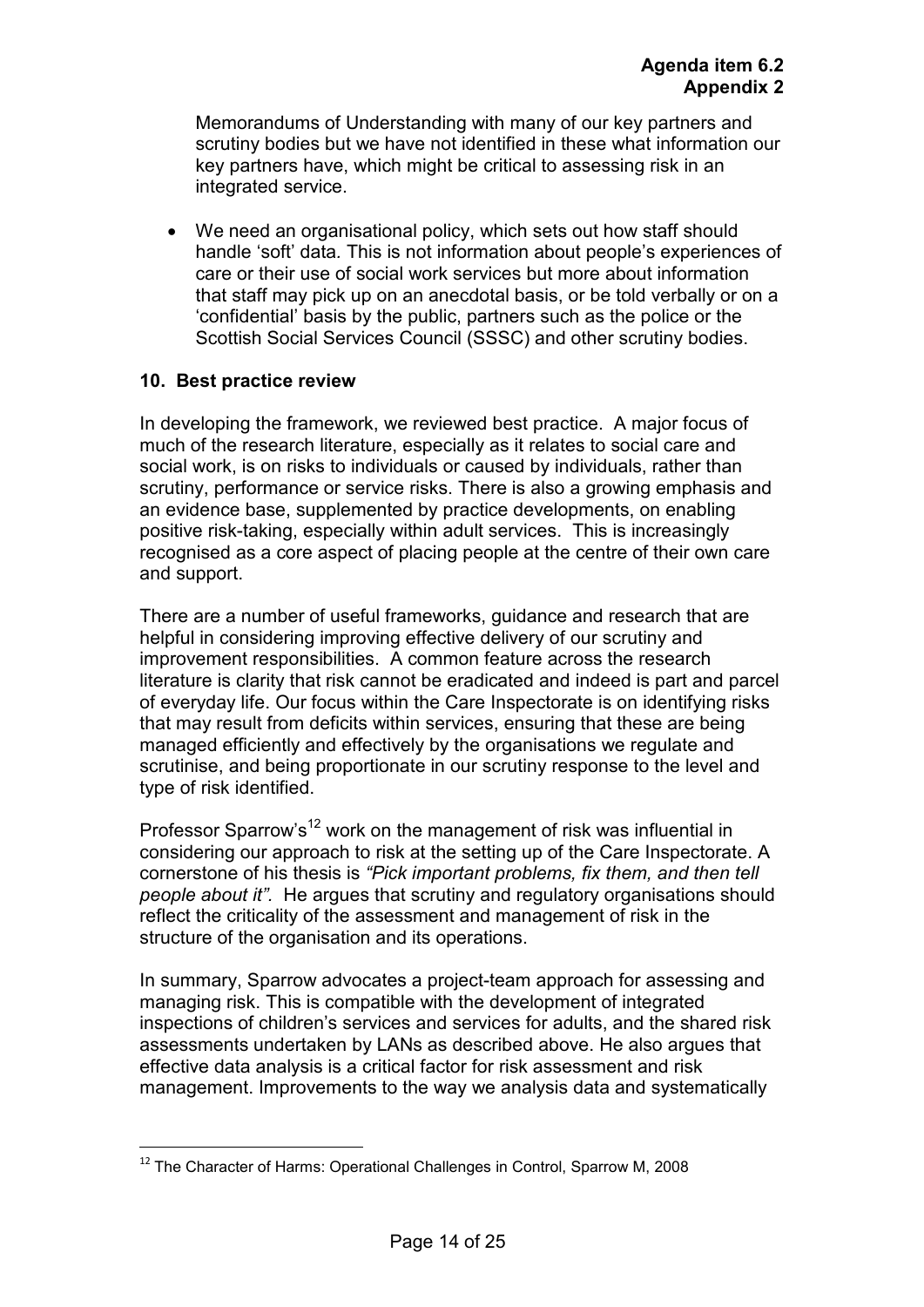Memorandums of Understanding with many of our key partners and scrutiny bodies but we have not identified in these what information our key partners have, which might be critical to assessing risk in an integrated service.

- We need an organisational policy, which sets out how staff should handle 'soft' data. This is not information about people's experiences of care or their use of social work services but more about information that staff may pick up on an anecdotal basis, or be told verbally or on a 'confidential' basis by the public, partners such as the police or the Scottish Social Services Council (SSSC) and other scrutiny bodies.

## 10. Best practice review

In developing the framework, we reviewed best practice. A major focus of much of the research literature, especially as it relates to social care and social work, is on risks to individuals or caused by individuals, rather than scrutiny, performance or service risks. There is also a growing emphasis and an evidence base, supplemented by practice developments, on enabling positive risk-taking, especially within adult services. This is increasingly recognised as a core aspect of placing people at the centre of their own care and support.

There are a number of useful frameworks, guidance and research that are helpful in considering improving effective delivery of our scrutiny and improvement responsibilities. A common feature across the research literature is clarity that risk cannot be eradicated and indeed is part and parcel of everyday life. Our focus within the Care Inspectorate is on identifying risks that may result from deficits within services, ensuring that these are being managed efficiently and effectively by the organisations we regulate and scrutinise, and being proportionate in our scrutiny response to the level and type of risk identified.

Professor Sparrow's[12] work on the management of risk was influential in considering our approach to risk at the setting up of the Care Inspectorate. A cornerstone of his thesis is *"Pick important problems, fix them, and then tell people about it".* He argues that scrutiny and regulatory organisations should reflect the criticality of the assessment and management of risk in the structure of the organisation and its operations.

In summary, Sparrow advocates a project-team approach for assessing and managing risk. This is compatible with the development of integrated inspections of children's services and services for adults, and the shared risk assessments undertaken by LANs as described above. He also argues that effective data analysis is a critical factor for risk assessment and risk management. Improvements to the way we analysis data and systematically

---

[12] The Character of Harms: Operational Challenges in Control, Sparrow M, 2008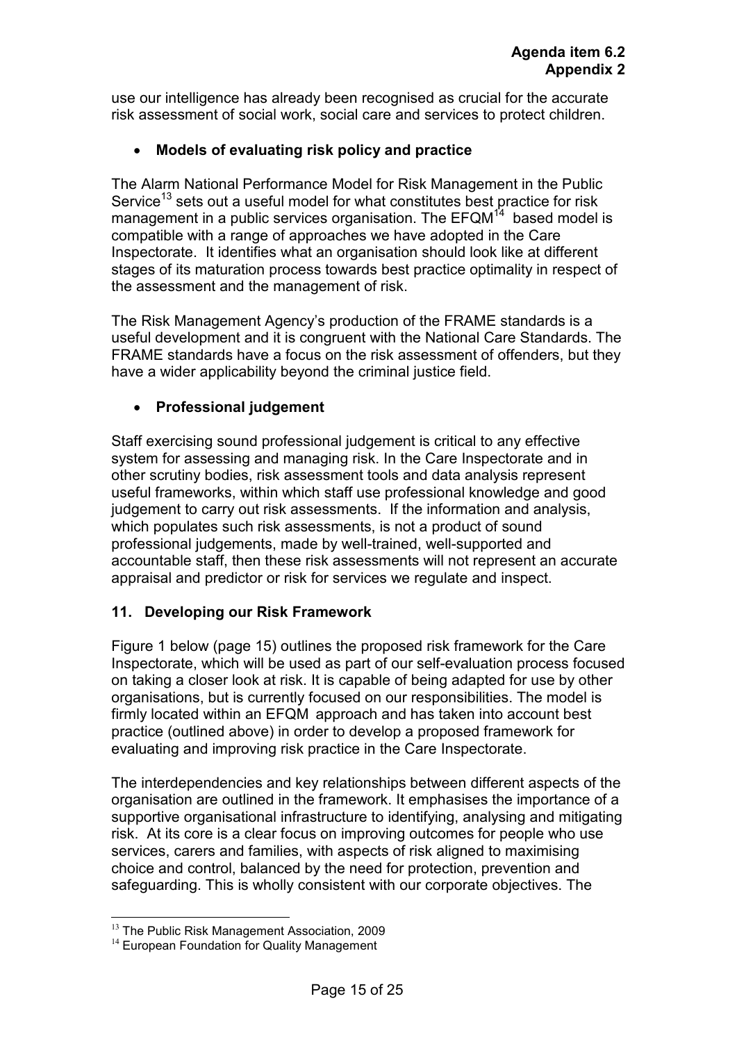use our intelligence has already been recognised as crucial for the accurate risk assessment of social work, social care and services to protect children.

- **Models of evaluating risk policy and practice**

The Alarm National Performance Model for Risk Management in the Public Service[13] sets out a useful model for what constitutes best practice for risk management in a public services organisation. The EFQM[14] based model is compatible with a range of approaches we have adopted in the Care Inspectorate. It identifies what an organisation should look like at different stages of its maturation process towards best practice optimality in respect of the assessment and the management of risk.

The Risk Management Agency's production of the FRAME standards is a useful development and it is congruent with the National Care Standards. The FRAME standards have a focus on the risk assessment of offenders, but they have a wider applicability beyond the criminal justice field.

- **Professional judgement**

Staff exercising sound professional judgement is critical to any effective system for assessing and managing risk. In the Care Inspectorate and in other scrutiny bodies, risk assessment tools and data analysis represent useful frameworks, within which staff use professional knowledge and good judgement to carry out risk assessments. If the information and analysis, which populates such risk assessments, is not a product of sound professional judgements, made by well-trained, well-supported and accountable staff, then these risk assessments will not represent an accurate appraisal and predictor or risk for services we regulate and inspect.

## 11. Developing our Risk Framework

Figure 1 below (page 15) outlines the proposed risk framework for the Care Inspectorate, which will be used as part of our self-evaluation process focused on taking a closer look at risk. It is capable of being adapted for use by other organisations, but is currently focused on our responsibilities. The model is firmly located within an EFQM approach and has taken into account best practice (outlined above) in order to develop a proposed framework for evaluating and improving risk practice in the Care Inspectorate.

The interdependencies and key relationships between different aspects of the organisation are outlined in the framework. It emphasises the importance of a supportive organisational infrastructure to identifying, analysing and mitigating risk. At its core is a clear focus on improving outcomes for people who use services, carers and families, with aspects of risk aligned to maximising choice and control, balanced by the need for protection, prevention and safeguarding. This is wholly consistent with our corporate objectives. The

[13] The Public Risk Management Association, 2009

[14] European Foundation for Quality Management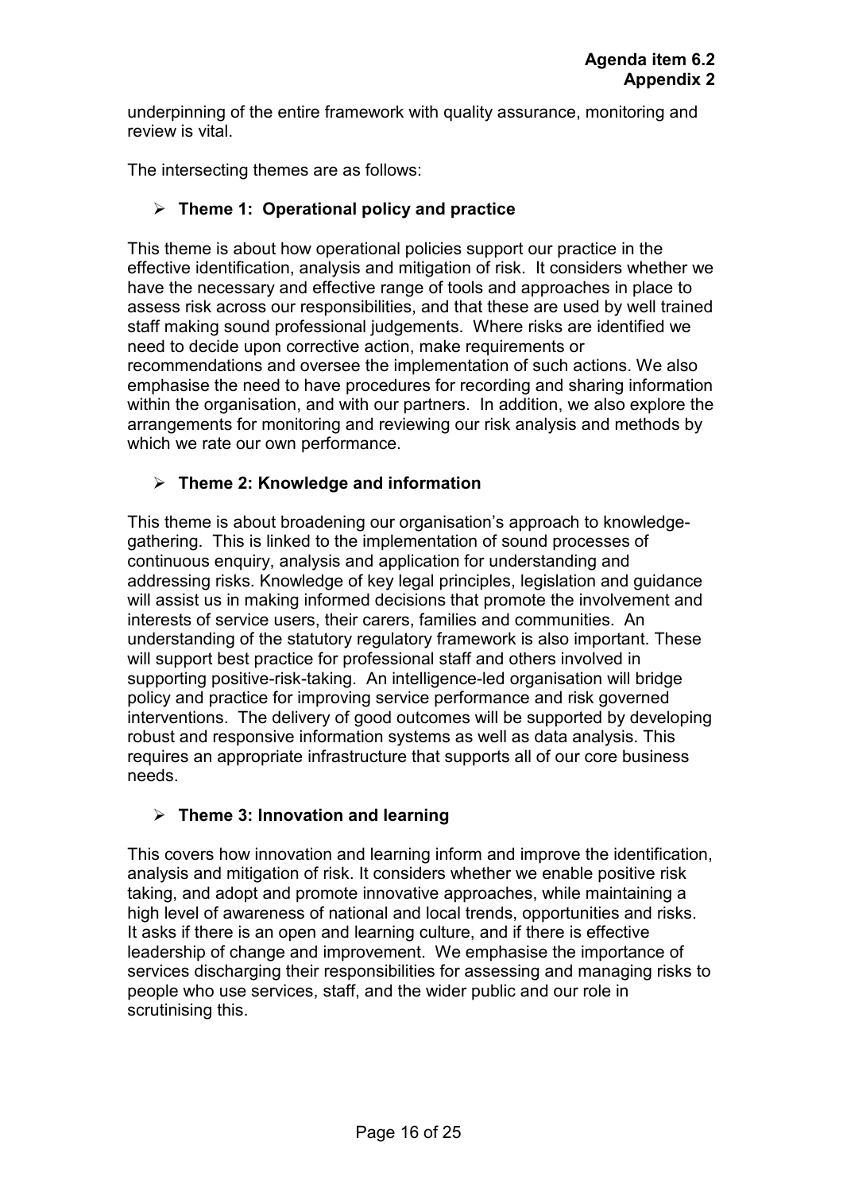underpinning of the entire framework with quality assurance, monitoring and review is vital.

The intersecting themes are as follows:

- **Theme 1: Operational policy and practice**

This theme is about how operational policies support our practice in the effective identification, analysis and mitigation of risk. It considers whether we have the necessary and effective range of tools and approaches in place to assess risk across our responsibilities, and that these are used by well trained staff making sound professional judgements. Where risks are identified we need to decide upon corrective action, make requirements or recommendations and oversee the implementation of such actions. We also emphasise the need to have procedures for recording and sharing information within the organisation, and with our partners. In addition, we also explore the arrangements for monitoring and reviewing our risk analysis and methods by which we rate our own performance.

- **Theme 2: Knowledge and information**

This theme is about broadening our organisation's approach to knowledge-gathering. This is linked to the implementation of sound processes of continuous enquiry, analysis and application for understanding and addressing risks. Knowledge of key legal principles, legislation and guidance will assist us in making informed decisions that promote the involvement and interests of service users, their carers, families and communities. An understanding of the statutory regulatory framework is also important. These will support best practice for professional staff and others involved in supporting positive-risk-taking. An intelligence-led organisation will bridge policy and practice for improving service performance and risk governed interventions. The delivery of good outcomes will be supported by developing robust and responsive information systems as well as data analysis. This requires an appropriate infrastructure that supports all of our core business needs.

- **Theme 3: Innovation and learning**

This covers how innovation and learning inform and improve the identification, analysis and mitigation of risk. It considers whether we enable positive risk taking, and adopt and promote innovative approaches, while maintaining a high level of awareness of national and local trends, opportunities and risks. It asks if there is an open and learning culture, and if there is effective leadership of change and improvement. We emphasise the importance of services discharging their responsibilities for assessing and managing risks to people who use services, staff, and the wider public and our role in scrutinising this.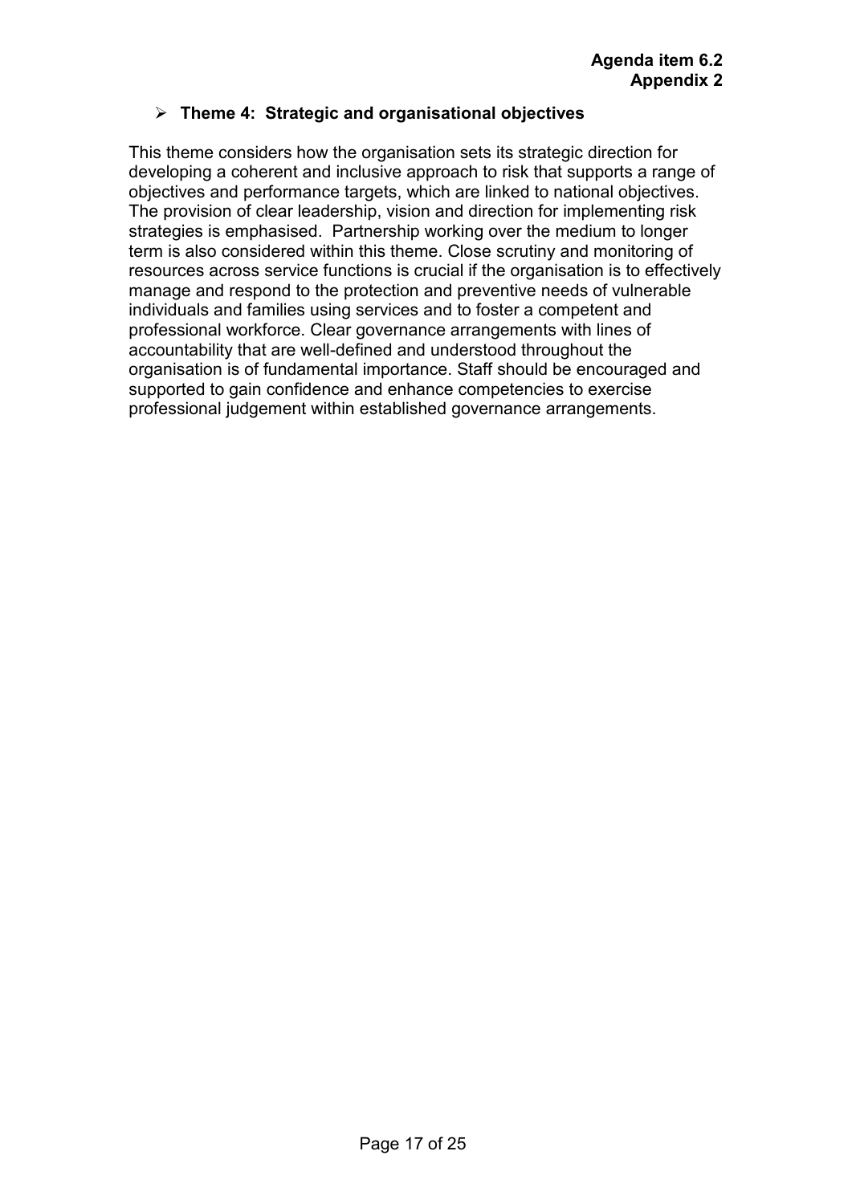**Agenda item 6.2**
**Appendix 2**

- **Theme 4: Strategic and organisational objectives**

This theme considers how the organisation sets its strategic direction for developing a coherent and inclusive approach to risk that supports a range of objectives and performance targets, which are linked to national objectives. The provision of clear leadership, vision and direction for implementing risk strategies is emphasised. Partnership working over the medium to longer term is also considered within this theme. Close scrutiny and monitoring of resources across service functions is crucial if the organisation is to effectively manage and respond to the protection and preventive needs of vulnerable individuals and families using services and to foster a competent and professional workforce. Clear governance arrangements with lines of accountability that are well-defined and understood throughout the organisation is of fundamental importance. Staff should be encouraged and supported to gain confidence and enhance competencies to exercise professional judgement within established governance arrangements.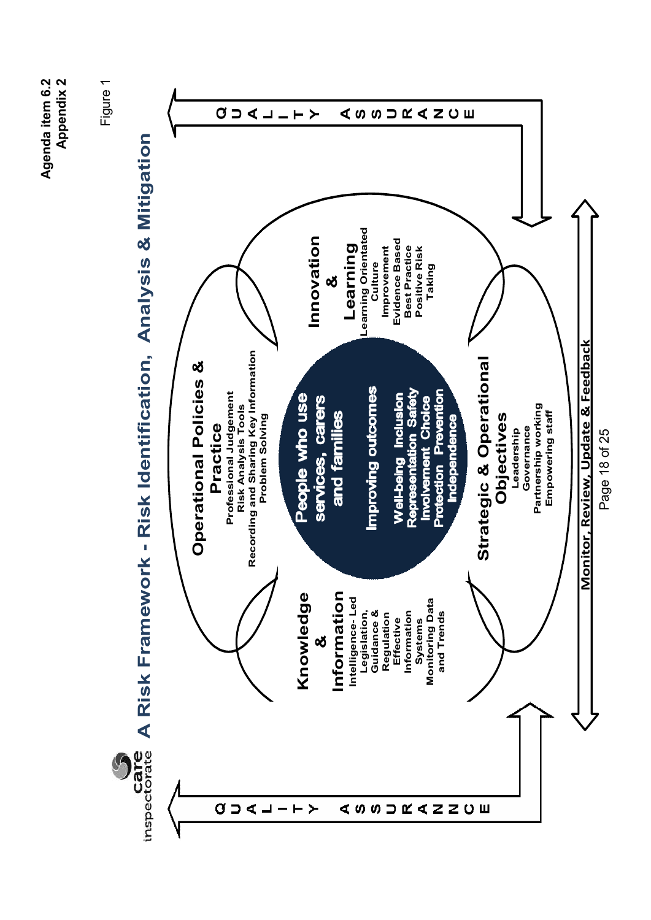Agenda item 6.2
Appendix 2

Figure 1

care inspectorate

# A Risk Framework - Risk Identification, Analysis & Mitigation

**Operational Policies & Practice**
Professional Judgement
Risk Analysis Tools
Recording and Sharing Key Information
Problem Solving

**Knowledge & Information**
Intelligence- Led
Legislation, Guidance & Regulation
Effective Information Systems
Monitoring Data and Trends

**People who use services, carers and families**

**Improving outcomes**

Well-being Inclusion
Representation Safety
Involvement Choice
Protection Prevention
Independence

**Innovation & Learning**
Learning Orientated Culture
Improvement
Evidence Based Best Practice
Positive Risk Taking

**Strategic & Operational Objectives**
Leadership
Governance
Partnership working
Empowering staff

QUALITY ASSURANCE

QUALITY ASSURANCE

Monitor, Review, Update & Feedback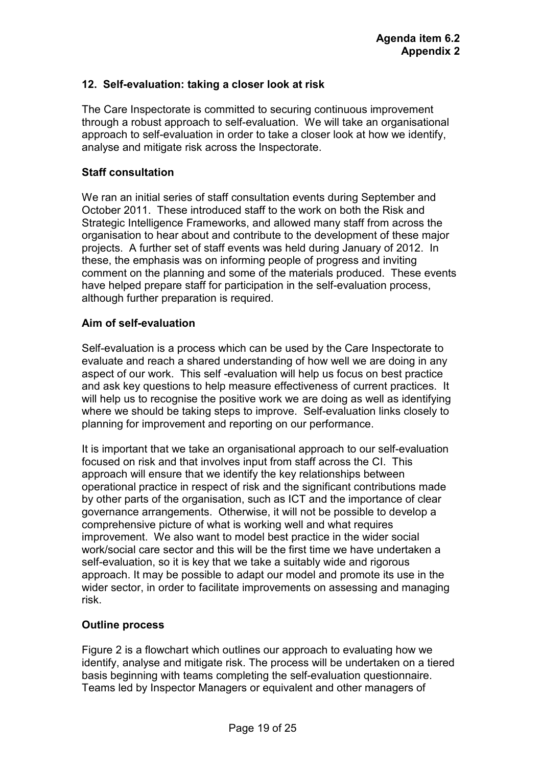## 12. Self-evaluation: taking a closer look at risk

The Care Inspectorate is committed to securing continuous improvement through a robust approach to self-evaluation. We will take an organisational approach to self-evaluation in order to take a closer look at how we identify, analyse and mitigate risk across the Inspectorate.

### Staff consultation

We ran an initial series of staff consultation events during September and October 2011. These introduced staff to the work on both the Risk and Strategic Intelligence Frameworks, and allowed many staff from across the organisation to hear about and contribute to the development of these major projects. A further set of staff events was held during January of 2012. In these, the emphasis was on informing people of progress and inviting comment on the planning and some of the materials produced. These events have helped prepare staff for participation in the self-evaluation process, although further preparation is required.

### Aim of self-evaluation

Self-evaluation is a process which can be used by the Care Inspectorate to evaluate and reach a shared understanding of how well we are doing in any aspect of our work. This self -evaluation will help us focus on best practice and ask key questions to help measure effectiveness of current practices. It will help us to recognise the positive work we are doing as well as identifying where we should be taking steps to improve. Self-evaluation links closely to planning for improvement and reporting on our performance.

It is important that we take an organisational approach to our self-evaluation focused on risk and that involves input from staff across the CI. This approach will ensure that we identify the key relationships between operational practice in respect of risk and the significant contributions made by other parts of the organisation, such as ICT and the importance of clear governance arrangements. Otherwise, it will not be possible to develop a comprehensive picture of what is working well and what requires improvement. We also want to model best practice in the wider social work/social care sector and this will be the first time we have undertaken a self-evaluation, so it is key that we take a suitably wide and rigorous approach. It may be possible to adapt our model and promote its use in the wider sector, in order to facilitate improvements on assessing and managing risk.

### Outline process

Figure 2 is a flowchart which outlines our approach to evaluating how we identify, analyse and mitigate risk. The process will be undertaken on a tiered basis beginning with teams completing the self-evaluation questionnaire. Teams led by Inspector Managers or equivalent and other managers of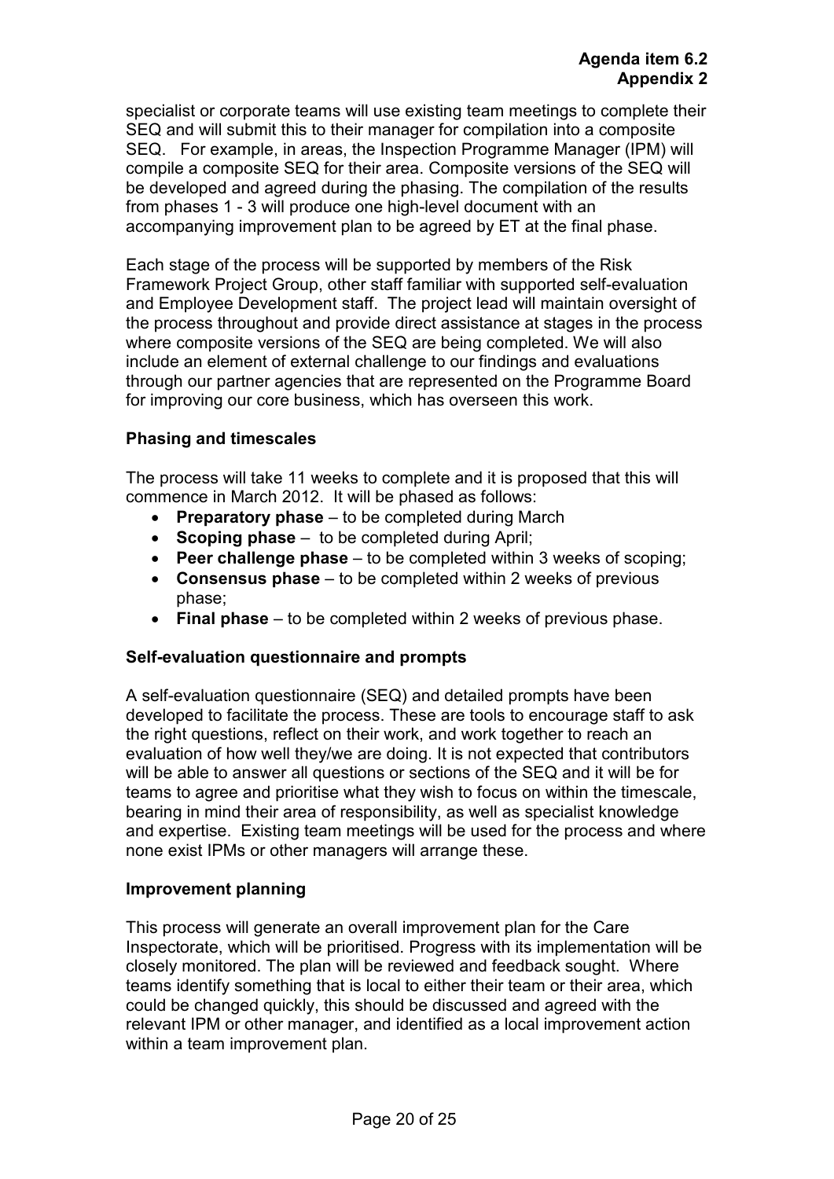specialist or corporate teams will use existing team meetings to complete their SEQ and will submit this to their manager for compilation into a composite SEQ. For example, in areas, the Inspection Programme Manager (IPM) will compile a composite SEQ for their area. Composite versions of the SEQ will be developed and agreed during the phasing. The compilation of the results from phases 1 - 3 will produce one high-level document with an accompanying improvement plan to be agreed by ET at the final phase.

Each stage of the process will be supported by members of the Risk Framework Project Group, other staff familiar with supported self-evaluation and Employee Development staff. The project lead will maintain oversight of the process throughout and provide direct assistance at stages in the process where composite versions of the SEQ are being completed. We will also include an element of external challenge to our findings and evaluations through our partner agencies that are represented on the Programme Board for improving our core business, which has overseen this work.

**Phasing and timescales**

The process will take 11 weeks to complete and it is proposed that this will commence in March 2012. It will be phased as follows:

- **Preparatory phase** – to be completed during March
- **Scoping phase** – to be completed during April;
- **Peer challenge phase** – to be completed within 3 weeks of scoping;
- **Consensus phase** – to be completed within 2 weeks of previous phase;
- **Final phase** – to be completed within 2 weeks of previous phase.

**Self-evaluation questionnaire and prompts**

A self-evaluation questionnaire (SEQ) and detailed prompts have been developed to facilitate the process. These are tools to encourage staff to ask the right questions, reflect on their work, and work together to reach an evaluation of how well they/we are doing. It is not expected that contributors will be able to answer all questions or sections of the SEQ and it will be for teams to agree and prioritise what they wish to focus on within the timescale, bearing in mind their area of responsibility, as well as specialist knowledge and expertise. Existing team meetings will be used for the process and where none exist IPMs or other managers will arrange these.

**Improvement planning**

This process will generate an overall improvement plan for the Care Inspectorate, which will be prioritised. Progress with its implementation will be closely monitored. The plan will be reviewed and feedback sought. Where teams identify something that is local to either their team or their area, which could be changed quickly, this should be discussed and agreed with the relevant IPM or other manager, and identified as a local improvement action within a team improvement plan.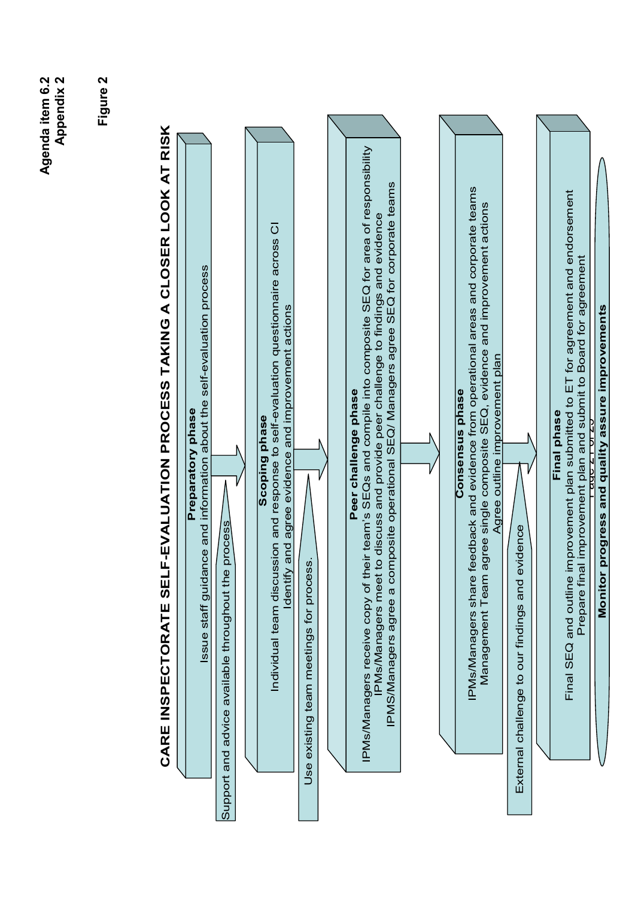Agenda item 6.2
Appendix 2

Figure 2

# CARE INSPECTORATE SELF-EVALUATION PROCESS TAKING A CLOSER LOOK AT RISK

**Preparatory phase**

Issue staff guidance and information about the self-evaluation process

Support and advice available throughout the process

**Scoping phase**

Individual team discussion and response to self-evaluation questionnaire across CI

Identify and agree evidence and improvement actions

Use existing team meetings for process.

**Peer challenge phase**

IPMs/Managers receive copy of their team's SEQs and compile into composite SEQ for area of responsibility

IPMs/Managers meet to discuss and provide peer challenge to findings and evidence

IPMS/Managers agree a composite operational SEQ/ Managers agree SEQ for corporate teams

**Consensus phase**

IPMs/Managers share feedback and evidence from operational areas and corporate teams

Management Team agree single composite SEQ, evidence and improvement actions

Agree outline improvement plan

External challenge to our findings and evidence

**Final phase**

Final SEQ and outline improvement plan submitted to ET for agreement and endorsement

Prepare final improvement plan and submit to Board for agreement

**Monitor progress and quality assure improvements**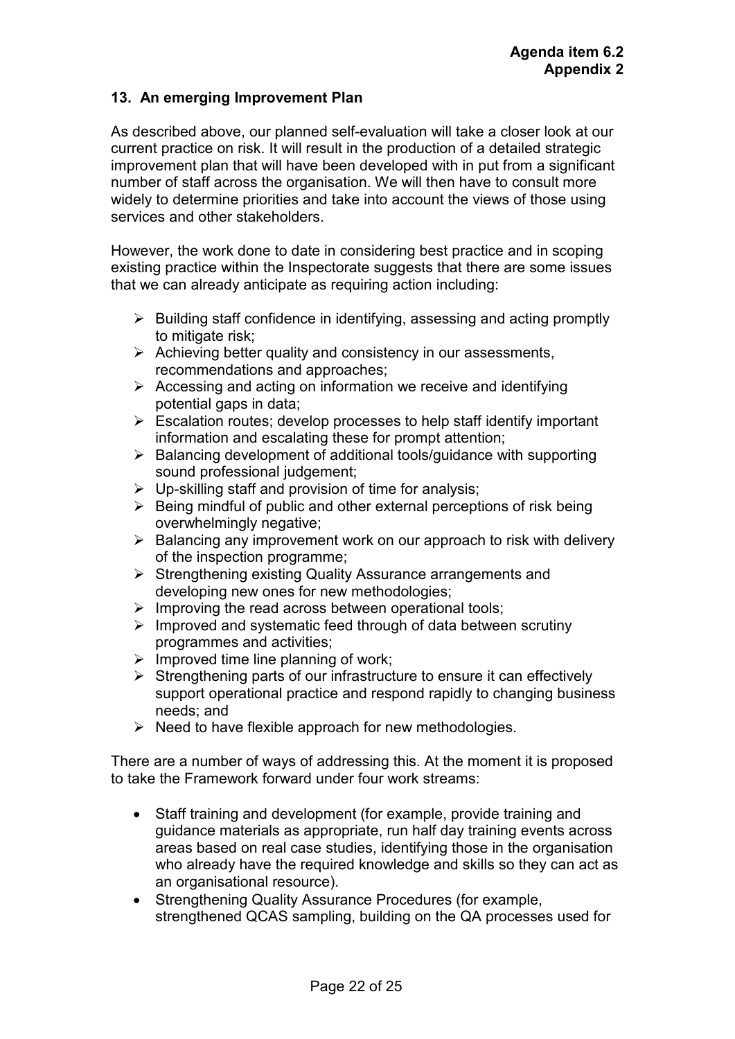**Agenda item 6.2**
**Appendix 2**

## 13. An emerging Improvement Plan

As described above, our planned self-evaluation will take a closer look at our current practice on risk. It will result in the production of a detailed strategic improvement plan that will have been developed with in put from a significant number of staff across the organisation. We will then have to consult more widely to determine priorities and take into account the views of those using services and other stakeholders.

However, the work done to date in considering best practice and in scoping existing practice within the Inspectorate suggests that there are some issues that we can already anticipate as requiring action including:

- Building staff confidence in identifying, assessing and acting promptly to mitigate risk;
- Achieving better quality and consistency in our assessments, recommendations and approaches;
- Accessing and acting on information we receive and identifying potential gaps in data;
- Escalation routes; develop processes to help staff identify important information and escalating these for prompt attention;
- Balancing development of additional tools/guidance with supporting sound professional judgement;
- Up-skilling staff and provision of time for analysis;
- Being mindful of public and other external perceptions of risk being overwhelmingly negative;
- Balancing any improvement work on our approach to risk with delivery of the inspection programme;
- Strengthening existing Quality Assurance arrangements and developing new ones for new methodologies;
- Improving the read across between operational tools;
- Improved and systematic feed through of data between scrutiny programmes and activities;
- Improved time line planning of work;
- Strengthening parts of our infrastructure to ensure it can effectively support operational practice and respond rapidly to changing business needs; and
- Need to have flexible approach for new methodologies.

There are a number of ways of addressing this. At the moment it is proposed to take the Framework forward under four work streams:

- Staff training and development (for example, provide training and guidance materials as appropriate, run half day training events across areas based on real case studies, identifying those in the organisation who already have the required knowledge and skills so they can act as an organisational resource).
- Strengthening Quality Assurance Procedures (for example, strengthened QCAS sampling, building on the QA processes used for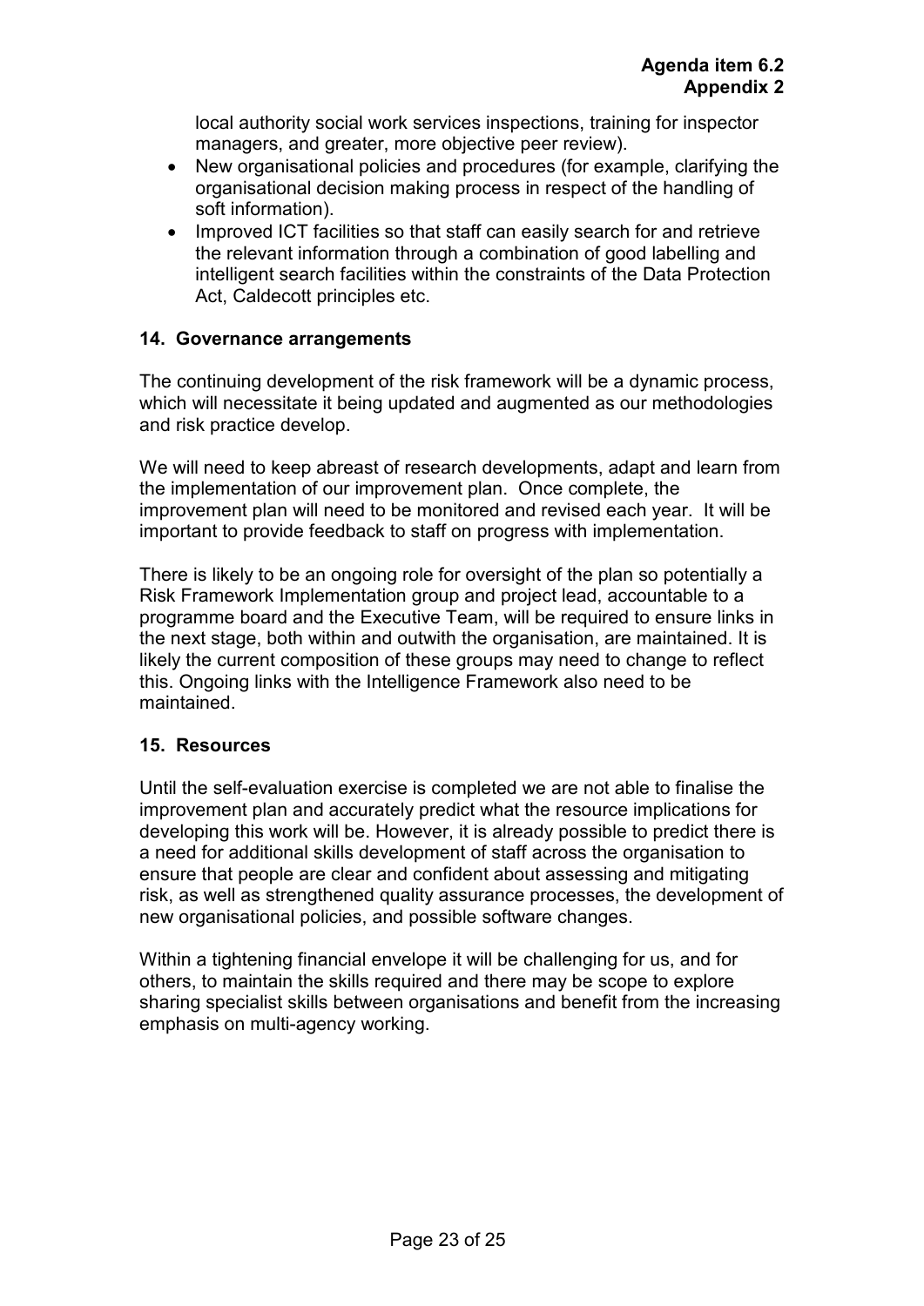local authority social work services inspections, training for inspector managers, and greater, more objective peer review).

- New organisational policies and procedures (for example, clarifying the organisational decision making process in respect of the handling of soft information).
- Improved ICT facilities so that staff can easily search for and retrieve the relevant information through a combination of good labelling and intelligent search facilities within the constraints of the Data Protection Act, Caldecott principles etc.

## 14. Governance arrangements

The continuing development of the risk framework will be a dynamic process, which will necessitate it being updated and augmented as our methodologies and risk practice develop.

We will need to keep abreast of research developments, adapt and learn from the implementation of our improvement plan. Once complete, the improvement plan will need to be monitored and revised each year. It will be important to provide feedback to staff on progress with implementation.

There is likely to be an ongoing role for oversight of the plan so potentially a Risk Framework Implementation group and project lead, accountable to a programme board and the Executive Team, will be required to ensure links in the next stage, both within and outwith the organisation, are maintained. It is likely the current composition of these groups may need to change to reflect this. Ongoing links with the Intelligence Framework also need to be maintained.

## 15. Resources

Until the self-evaluation exercise is completed we are not able to finalise the improvement plan and accurately predict what the resource implications for developing this work will be. However, it is already possible to predict there is a need for additional skills development of staff across the organisation to ensure that people are clear and confident about assessing and mitigating risk, as well as strengthened quality assurance processes, the development of new organisational policies, and possible software changes.

Within a tightening financial envelope it will be challenging for us, and for others, to maintain the skills required and there may be scope to explore sharing specialist skills between organisations and benefit from the increasing emphasis on multi-agency working.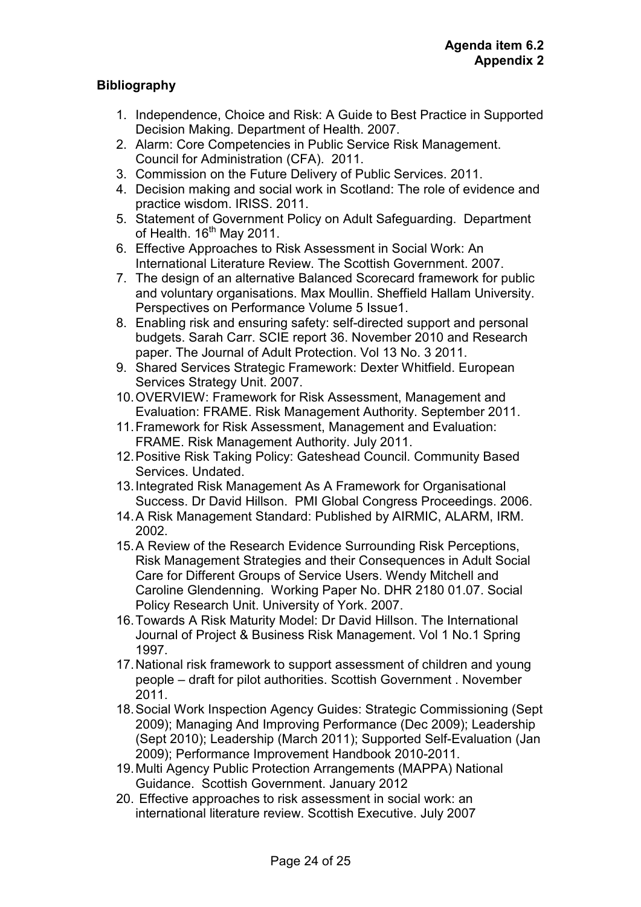**Agenda item 6.2**
**Appendix 2**

**Bibliography**

1. Independence, Choice and Risk: A Guide to Best Practice in Supported Decision Making. Department of Health. 2007.
2. Alarm: Core Competencies in Public Service Risk Management. Council for Administration (CFA). 2011.
3. Commission on the Future Delivery of Public Services. 2011.
4. Decision making and social work in Scotland: The role of evidence and practice wisdom. IRISS. 2011.
5. Statement of Government Policy on Adult Safeguarding. Department of Health. 16th May 2011.
6. Effective Approaches to Risk Assessment in Social Work: An International Literature Review. The Scottish Government. 2007.
7. The design of an alternative Balanced Scorecard framework for public and voluntary organisations. Max Moullin. Sheffield Hallam University. Perspectives on Performance Volume 5 Issue1.
8. Enabling risk and ensuring safety: self-directed support and personal budgets. Sarah Carr. SCIE report 36. November 2010 and Research paper. The Journal of Adult Protection. Vol 13 No. 3 2011.
9. Shared Services Strategic Framework: Dexter Whitfield. European Services Strategy Unit. 2007.
10. OVERVIEW: Framework for Risk Assessment, Management and Evaluation: FRAME. Risk Management Authority. September 2011.
11. Framework for Risk Assessment, Management and Evaluation: FRAME. Risk Management Authority. July 2011.
12. Positive Risk Taking Policy: Gateshead Council. Community Based Services. Undated.
13. Integrated Risk Management As A Framework for Organisational Success. Dr David Hillson. PMI Global Congress Proceedings. 2006.
14. A Risk Management Standard: Published by AIRMIC, ALARM, IRM. 2002.
15. A Review of the Research Evidence Surrounding Risk Perceptions, Risk Management Strategies and their Consequences in Adult Social Care for Different Groups of Service Users. Wendy Mitchell and Caroline Glendenning. Working Paper No. DHR 2180 01.07. Social Policy Research Unit. University of York. 2007.
16. Towards A Risk Maturity Model: Dr David Hillson. The International Journal of Project & Business Risk Management. Vol 1 No.1 Spring 1997.
17. National risk framework to support assessment of children and young people – draft for pilot authorities. Scottish Government . November 2011.
18. Social Work Inspection Agency Guides: Strategic Commissioning (Sept 2009); Managing And Improving Performance (Dec 2009); Leadership (Sept 2010); Leadership (March 2011); Supported Self-Evaluation (Jan 2009); Performance Improvement Handbook 2010-2011.
19. Multi Agency Public Protection Arrangements (MAPPA) National Guidance. Scottish Government. January 2012
20. Effective approaches to risk assessment in social work: an international literature review. Scottish Executive. July 2007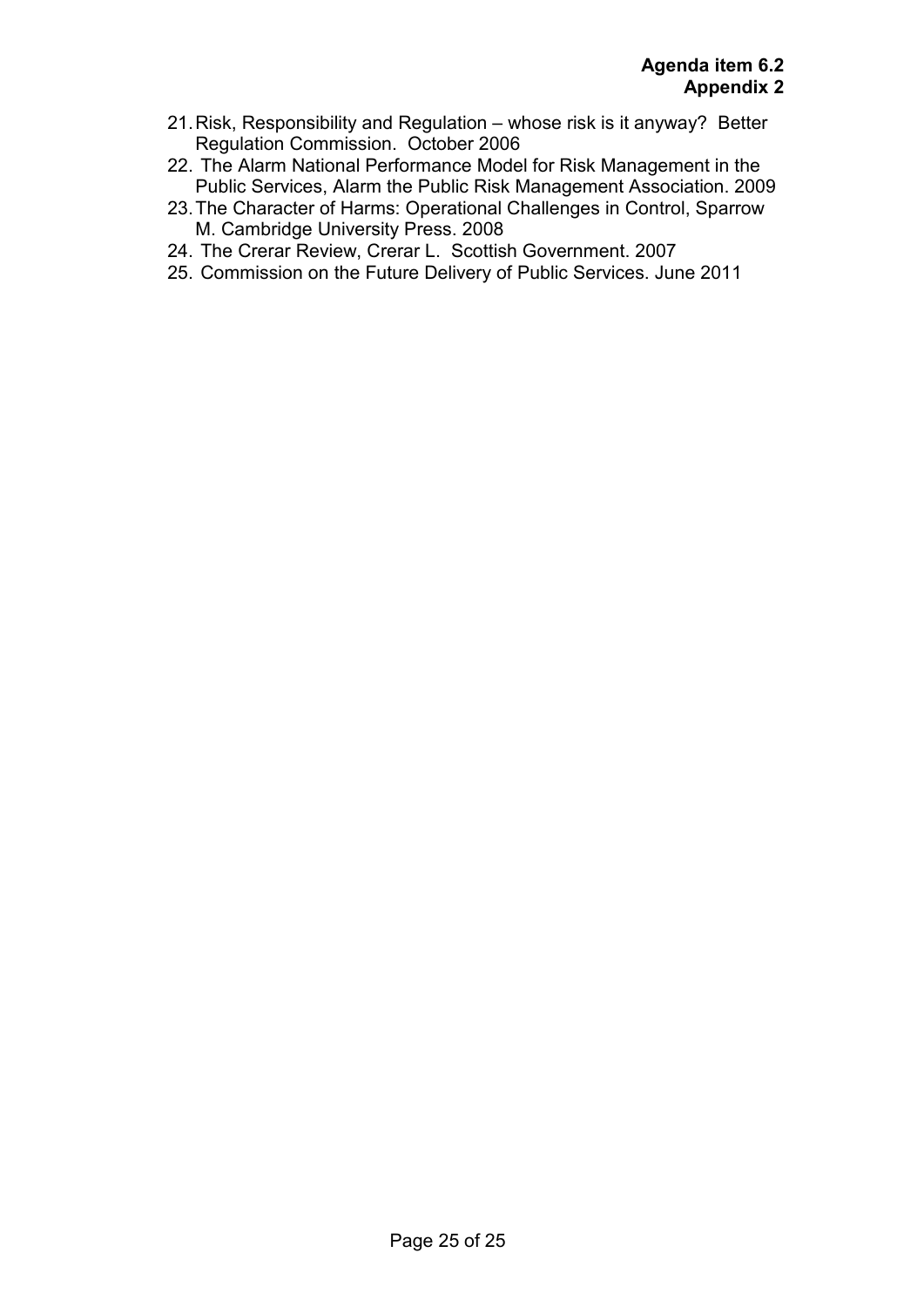**Agenda item 6.2**
**Appendix 2**

21. Risk, Responsibility and Regulation – whose risk is it anyway? Better Regulation Commission. October 2006
22. The Alarm National Performance Model for Risk Management in the Public Services, Alarm the Public Risk Management Association. 2009
23. The Character of Harms: Operational Challenges in Control, Sparrow M. Cambridge University Press. 2008
24. The Crerar Review, Crerar L. Scottish Government. 2007
25. Commission on the Future Delivery of Public Services. June 2011